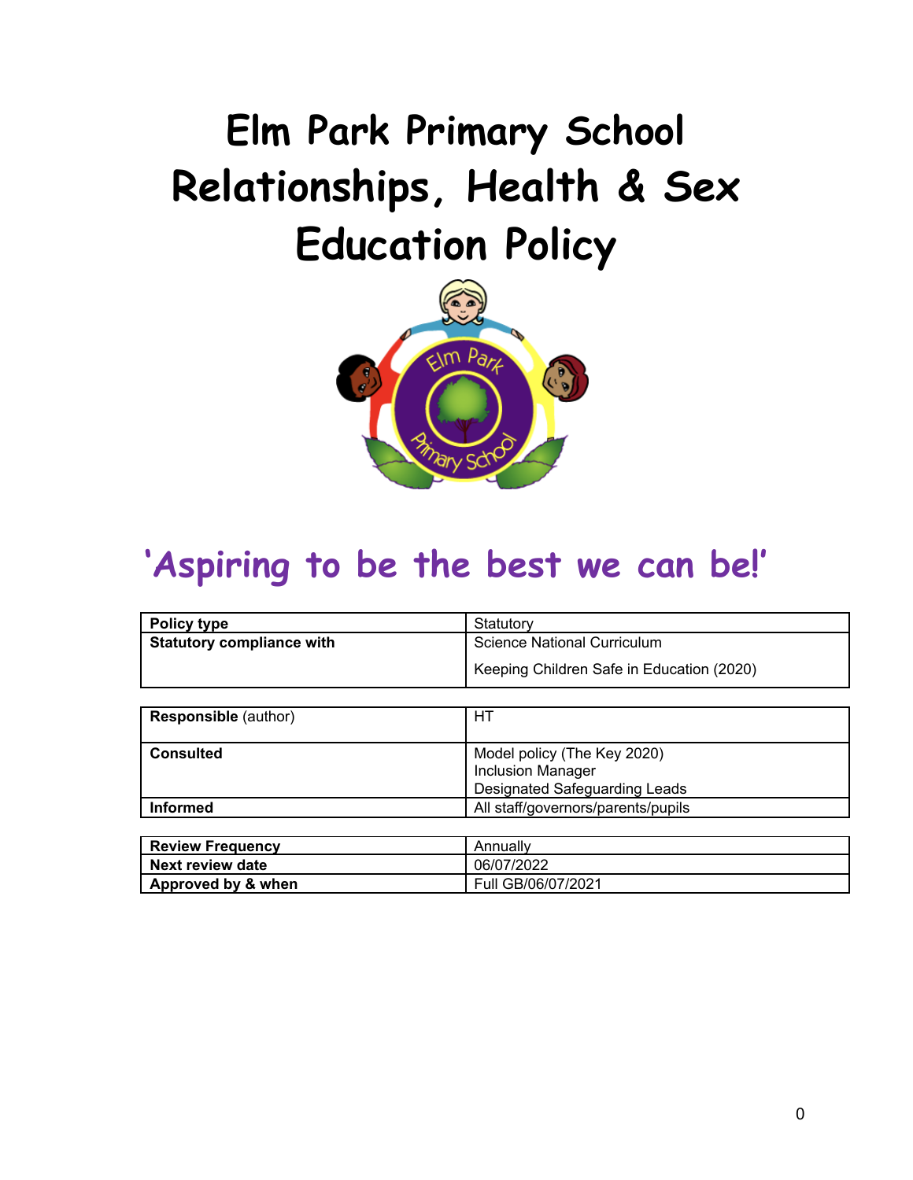# Elm Park Primary School Relationships, Health & Sex Education Policy

## 'Aspiring to be the best we can be!'

| Policy type | Statutory |
|---|---|
| **Statutory compliance with** | Science National Curriculum<br>Keeping Children Safe in Education (2020) |

| **Responsible** (author) | HT |
|---|---|
| **Consulted** | Model policy (The Key 2020)<br>Inclusion Manager<br>Designated Safeguarding Leads |
| **Informed** | All staff/governors/parents/pupils |

| Review Frequency | Annually |
|---|---|
| **Next review date** | 06/07/2022 |
| **Approved by & when** | Full GB/06/07/2021 |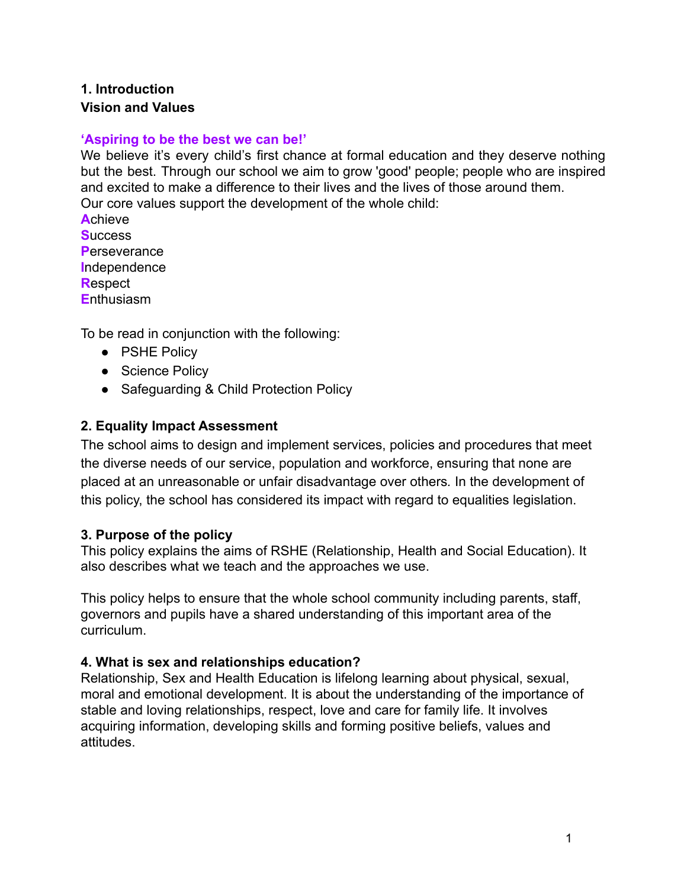## 1. Introduction

### Vision and Values

**'Aspiring to be the best we can be!'**

We believe it's every child's first chance at formal education and they deserve nothing but the best. Through our school we aim to grow 'good' people; people who are inspired and excited to make a difference to their lives and the lives of those around them.
Our core values support the development of the whole child:

**A**chieve
**S**uccess
**P**erseverance
**I**ndependence
**R**espect
**E**nthusiasm

To be read in conjunction with the following:

- PSHE Policy
- Science Policy
- Safeguarding & Child Protection Policy

## 2. Equality Impact Assessment

The school aims to design and implement services, policies and procedures that meet the diverse needs of our service, population and workforce, ensuring that none are placed at an unreasonable or unfair disadvantage over others. In the development of this policy, the school has considered its impact with regard to equalities legislation.

## 3. Purpose of the policy

This policy explains the aims of RSHE (Relationship, Health and Social Education). It also describes what we teach and the approaches we use.

This policy helps to ensure that the whole school community including parents, staff, governors and pupils have a shared understanding of this important area of the curriculum.

## 4. What is sex and relationships education?

Relationship, Sex and Health Education is lifelong learning about physical, sexual, moral and emotional development. It is about the understanding of the importance of stable and loving relationships, respect, love and care for family life. It involves acquiring information, developing skills and forming positive beliefs, values and attitudes.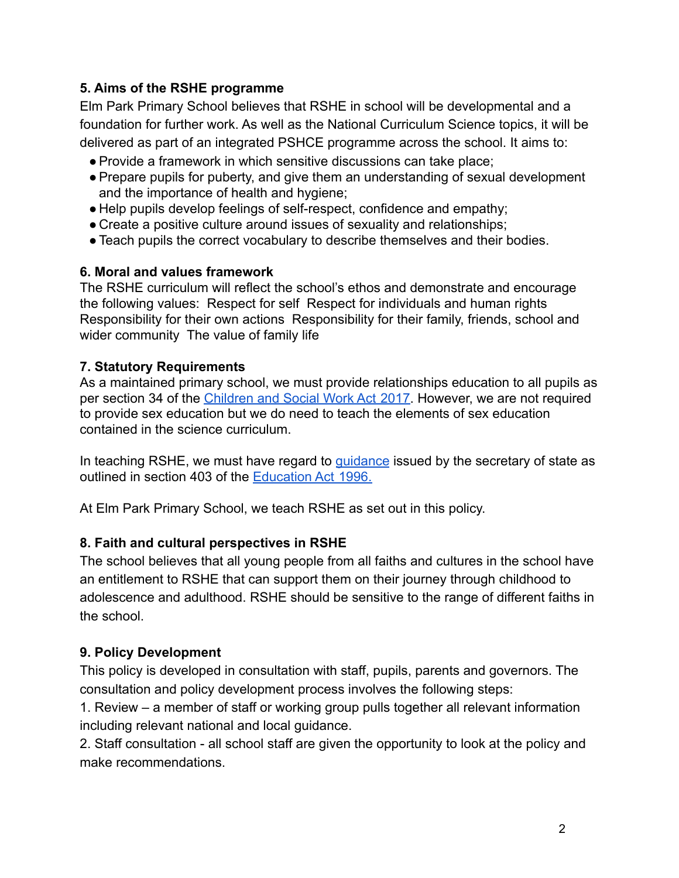**5. Aims of the RSHE programme**

Elm Park Primary School believes that RSHE in school will be developmental and a foundation for further work. As well as the National Curriculum Science topics, it will be delivered as part of an integrated PSHCE programme across the school. It aims to:

- Provide a framework in which sensitive discussions can take place;
- Prepare pupils for puberty, and give them an understanding of sexual development and the importance of health and hygiene;
- Help pupils develop feelings of self-respect, confidence and empathy;
- Create a positive culture around issues of sexuality and relationships;
- Teach pupils the correct vocabulary to describe themselves and their bodies.

**6. Moral and values framework**

The RSHE curriculum will reflect the school's ethos and demonstrate and encourage the following values: Respect for self Respect for individuals and human rights Responsibility for their own actions Responsibility for their family, friends, school and wider community The value of family life

**7. Statutory Requirements**

As a maintained primary school, we must provide relationships education to all pupils as per section 34 of the Children and Social Work Act 2017. However, we are not required to provide sex education but we do need to teach the elements of sex education contained in the science curriculum.

In teaching RSHE, we must have regard to guidance issued by the secretary of state as outlined in section 403 of the Education Act 1996.

At Elm Park Primary School, we teach RSHE as set out in this policy.

**8. Faith and cultural perspectives in RSHE**

The school believes that all young people from all faiths and cultures in the school have an entitlement to RSHE that can support them on their journey through childhood to adolescence and adulthood. RSHE should be sensitive to the range of different faiths in the school.

**9. Policy Development**

This policy is developed in consultation with staff, pupils, parents and governors. The consultation and policy development process involves the following steps:

1. Review – a member of staff or working group pulls together all relevant information including relevant national and local guidance.
2. Staff consultation - all school staff are given the opportunity to look at the policy and make recommendations.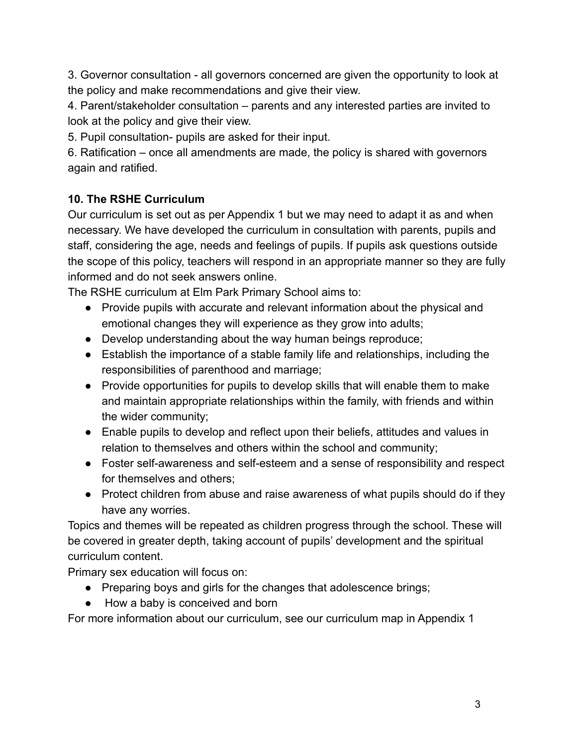3. Governor consultation - all governors concerned are given the opportunity to look at the policy and make recommendations and give their view.
4. Parent/stakeholder consultation – parents and any interested parties are invited to look at the policy and give their view.
5. Pupil consultation- pupils are asked for their input.
6. Ratification – once all amendments are made, the policy is shared with governors again and ratified.

## 10. The RSHE Curriculum

Our curriculum is set out as per Appendix 1 but we may need to adapt it as and when necessary. We have developed the curriculum in consultation with parents, pupils and staff, considering the age, needs and feelings of pupils. If pupils ask questions outside the scope of this policy, teachers will respond in an appropriate manner so they are fully informed and do not seek answers online.

The RSHE curriculum at Elm Park Primary School aims to:

- Provide pupils with accurate and relevant information about the physical and emotional changes they will experience as they grow into adults;
- Develop understanding about the way human beings reproduce;
- Establish the importance of a stable family life and relationships, including the responsibilities of parenthood and marriage;
- Provide opportunities for pupils to develop skills that will enable them to make and maintain appropriate relationships within the family, with friends and within the wider community;
- Enable pupils to develop and reflect upon their beliefs, attitudes and values in relation to themselves and others within the school and community;
- Foster self-awareness and self-esteem and a sense of responsibility and respect for themselves and others;
- Protect children from abuse and raise awareness of what pupils should do if they have any worries.

Topics and themes will be repeated as children progress through the school. These will be covered in greater depth, taking account of pupils' development and the spiritual curriculum content.

Primary sex education will focus on:

- Preparing boys and girls for the changes that adolescence brings;
- How a baby is conceived and born

For more information about our curriculum, see our curriculum map in Appendix 1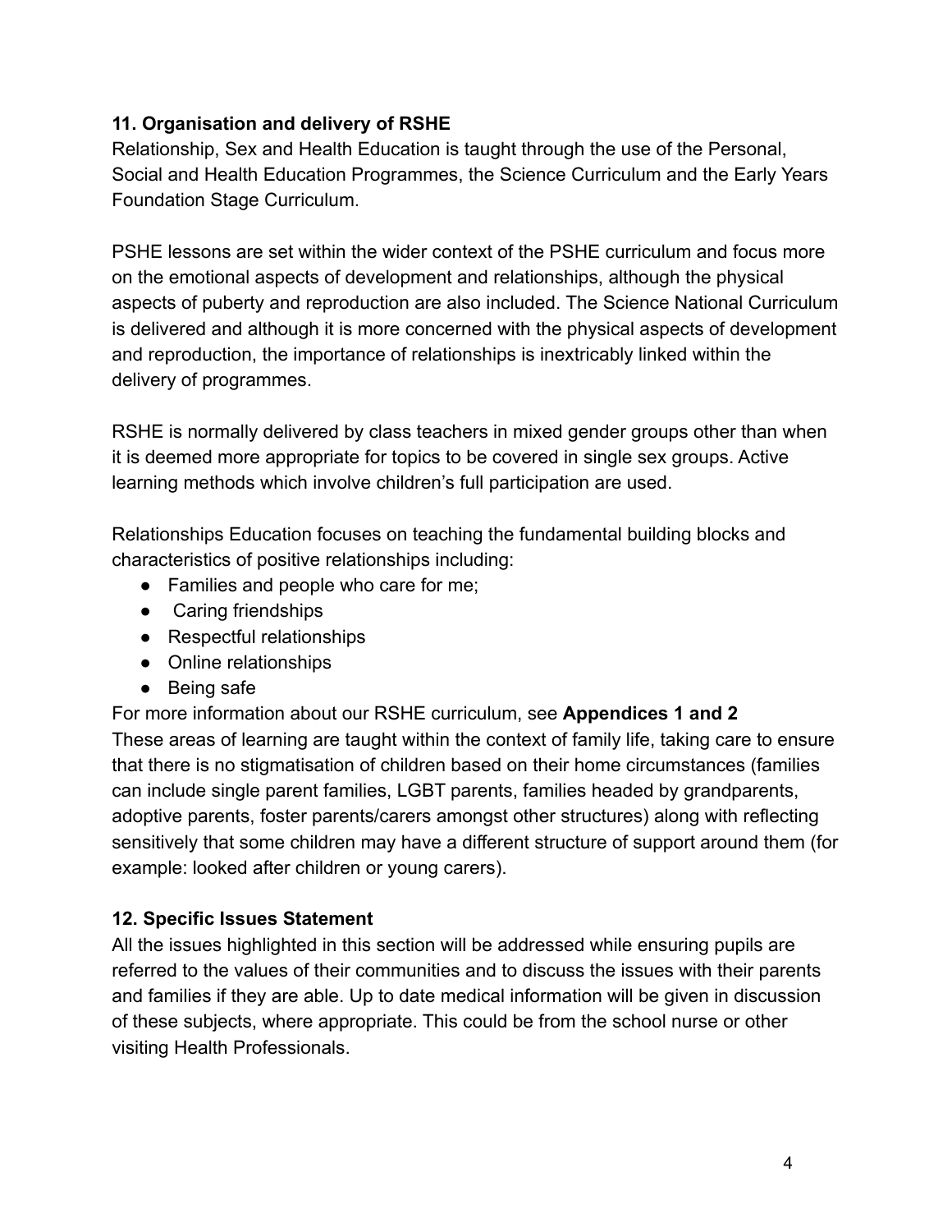**11. Organisation and delivery of RSHE**

Relationship, Sex and Health Education is taught through the use of the Personal, Social and Health Education Programmes, the Science Curriculum and the Early Years Foundation Stage Curriculum.

PSHE lessons are set within the wider context of the PSHE curriculum and focus more on the emotional aspects of development and relationships, although the physical aspects of puberty and reproduction are also included. The Science National Curriculum is delivered and although it is more concerned with the physical aspects of development and reproduction, the importance of relationships is inextricably linked within the delivery of programmes.

RSHE is normally delivered by class teachers in mixed gender groups other than when it is deemed more appropriate for topics to be covered in single sex groups. Active learning methods which involve children's full participation are used.

Relationships Education focuses on teaching the fundamental building blocks and characteristics of positive relationships including:

- Families and people who care for me;
- Caring friendships
- Respectful relationships
- Online relationships
- Being safe

For more information about our RSHE curriculum, see **Appendices 1 and 2**

These areas of learning are taught within the context of family life, taking care to ensure that there is no stigmatisation of children based on their home circumstances (families can include single parent families, LGBT parents, families headed by grandparents, adoptive parents, foster parents/carers amongst other structures) along with reflecting sensitively that some children may have a different structure of support around them (for example: looked after children or young carers).

**12. Specific Issues Statement**

All the issues highlighted in this section will be addressed while ensuring pupils are referred to the values of their communities and to discuss the issues with their parents and families if they are able. Up to date medical information will be given in discussion of these subjects, where appropriate. This could be from the school nurse or other visiting Health Professionals.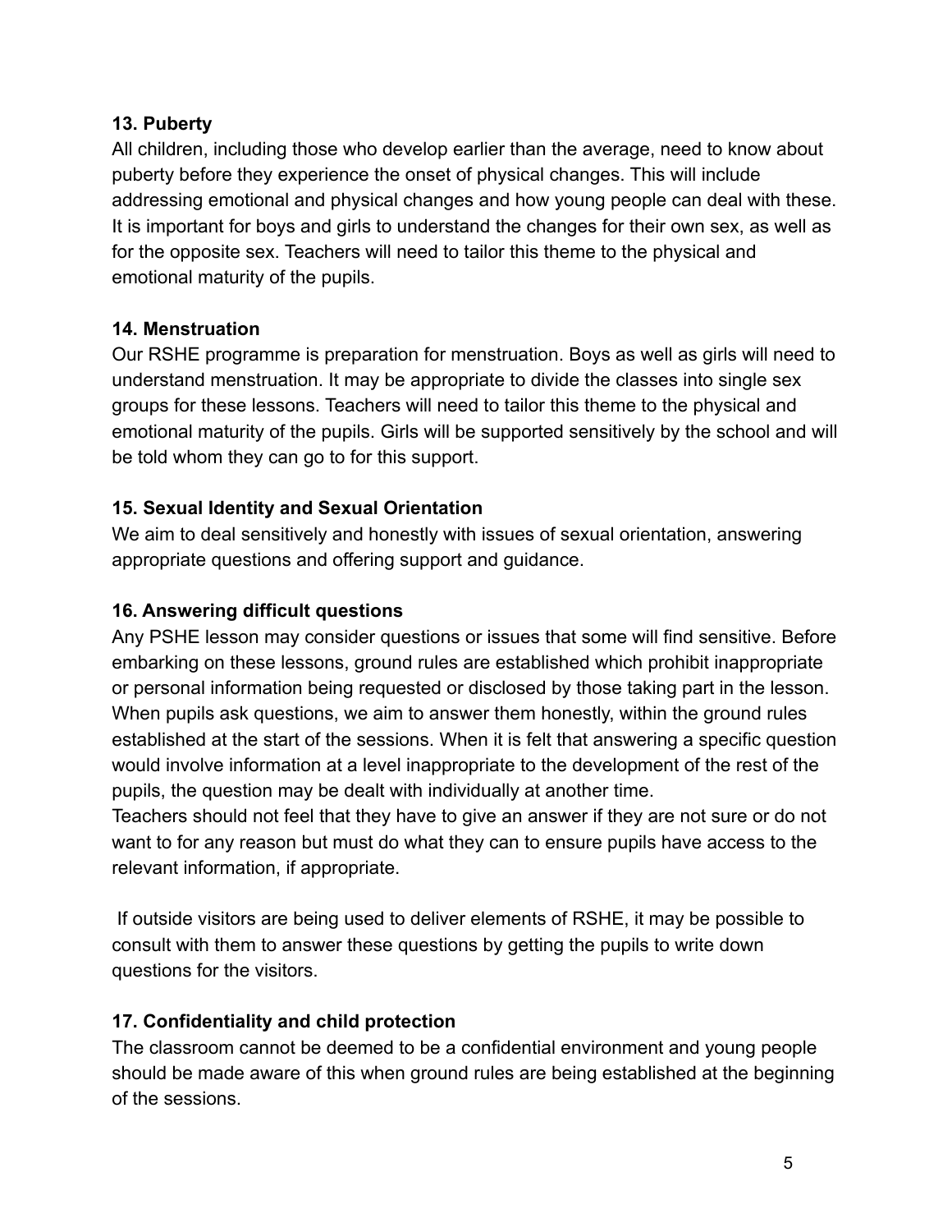**13. Puberty**

All children, including those who develop earlier than the average, need to know about puberty before they experience the onset of physical changes. This will include addressing emotional and physical changes and how young people can deal with these. It is important for boys and girls to understand the changes for their own sex, as well as for the opposite sex. Teachers will need to tailor this theme to the physical and emotional maturity of the pupils.

**14. Menstruation**

Our RSHE programme is preparation for menstruation. Boys as well as girls will need to understand menstruation. It may be appropriate to divide the classes into single sex groups for these lessons. Teachers will need to tailor this theme to the physical and emotional maturity of the pupils. Girls will be supported sensitively by the school and will be told whom they can go to for this support.

**15. Sexual Identity and Sexual Orientation**

We aim to deal sensitively and honestly with issues of sexual orientation, answering appropriate questions and offering support and guidance.

**16. Answering difficult questions**

Any PSHE lesson may consider questions or issues that some will find sensitive. Before embarking on these lessons, ground rules are established which prohibit inappropriate or personal information being requested or disclosed by those taking part in the lesson. When pupils ask questions, we aim to answer them honestly, within the ground rules established at the start of the sessions. When it is felt that answering a specific question would involve information at a level inappropriate to the development of the rest of the pupils, the question may be dealt with individually at another time.
Teachers should not feel that they have to give an answer if they are not sure or do not want to for any reason but must do what they can to ensure pupils have access to the relevant information, if appropriate.

If outside visitors are being used to deliver elements of RSHE, it may be possible to consult with them to answer these questions by getting the pupils to write down questions for the visitors.

**17. Confidentiality and child protection**

The classroom cannot be deemed to be a confidential environment and young people should be made aware of this when ground rules are being established at the beginning of the sessions.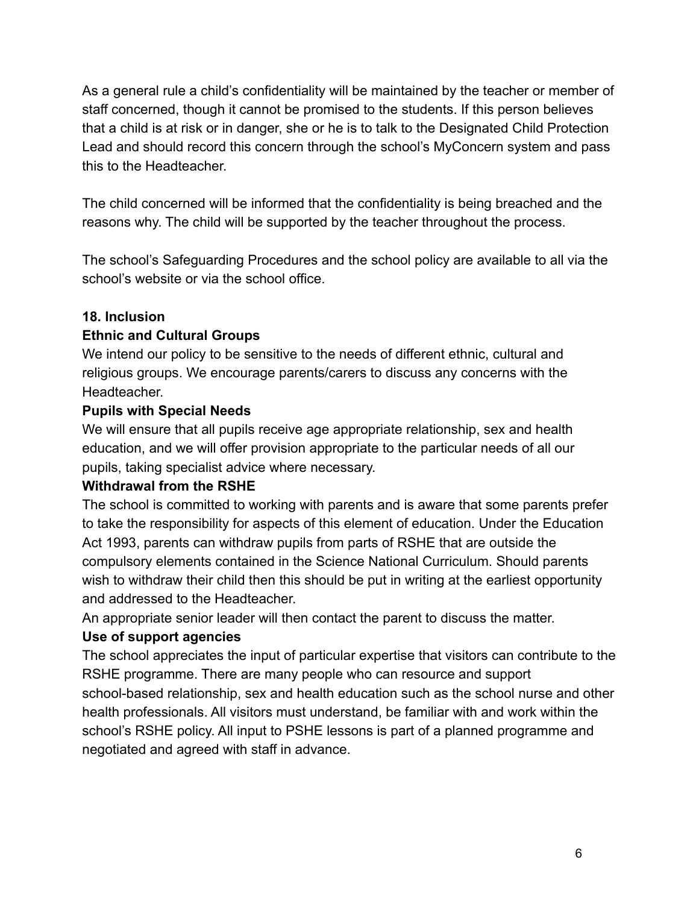As a general rule a child's confidentiality will be maintained by the teacher or member of staff concerned, though it cannot be promised to the students. If this person believes that a child is at risk or in danger, she or he is to talk to the Designated Child Protection Lead and should record this concern through the school's MyConcern system and pass this to the Headteacher.

The child concerned will be informed that the confidentiality is being breached and the reasons why. The child will be supported by the teacher throughout the process.

The school's Safeguarding Procedures and the school policy are available to all via the school's website or via the school office.

**18. Inclusion**

**Ethnic and Cultural Groups**

We intend our policy to be sensitive to the needs of different ethnic, cultural and religious groups. We encourage parents/carers to discuss any concerns with the Headteacher.

**Pupils with Special Needs**

We will ensure that all pupils receive age appropriate relationship, sex and health education, and we will offer provision appropriate to the particular needs of all our pupils, taking specialist advice where necessary.

**Withdrawal from the RSHE**

The school is committed to working with parents and is aware that some parents prefer to take the responsibility for aspects of this element of education. Under the Education Act 1993, parents can withdraw pupils from parts of RSHE that are outside the compulsory elements contained in the Science National Curriculum. Should parents wish to withdraw their child then this should be put in writing at the earliest opportunity and addressed to the Headteacher.

An appropriate senior leader will then contact the parent to discuss the matter.

**Use of support agencies**

The school appreciates the input of particular expertise that visitors can contribute to the RSHE programme. There are many people who can resource and support school-based relationship, sex and health education such as the school nurse and other health professionals. All visitors must understand, be familiar with and work within the school's RSHE policy. All input to PSHE lessons is part of a planned programme and negotiated and agreed with staff in advance.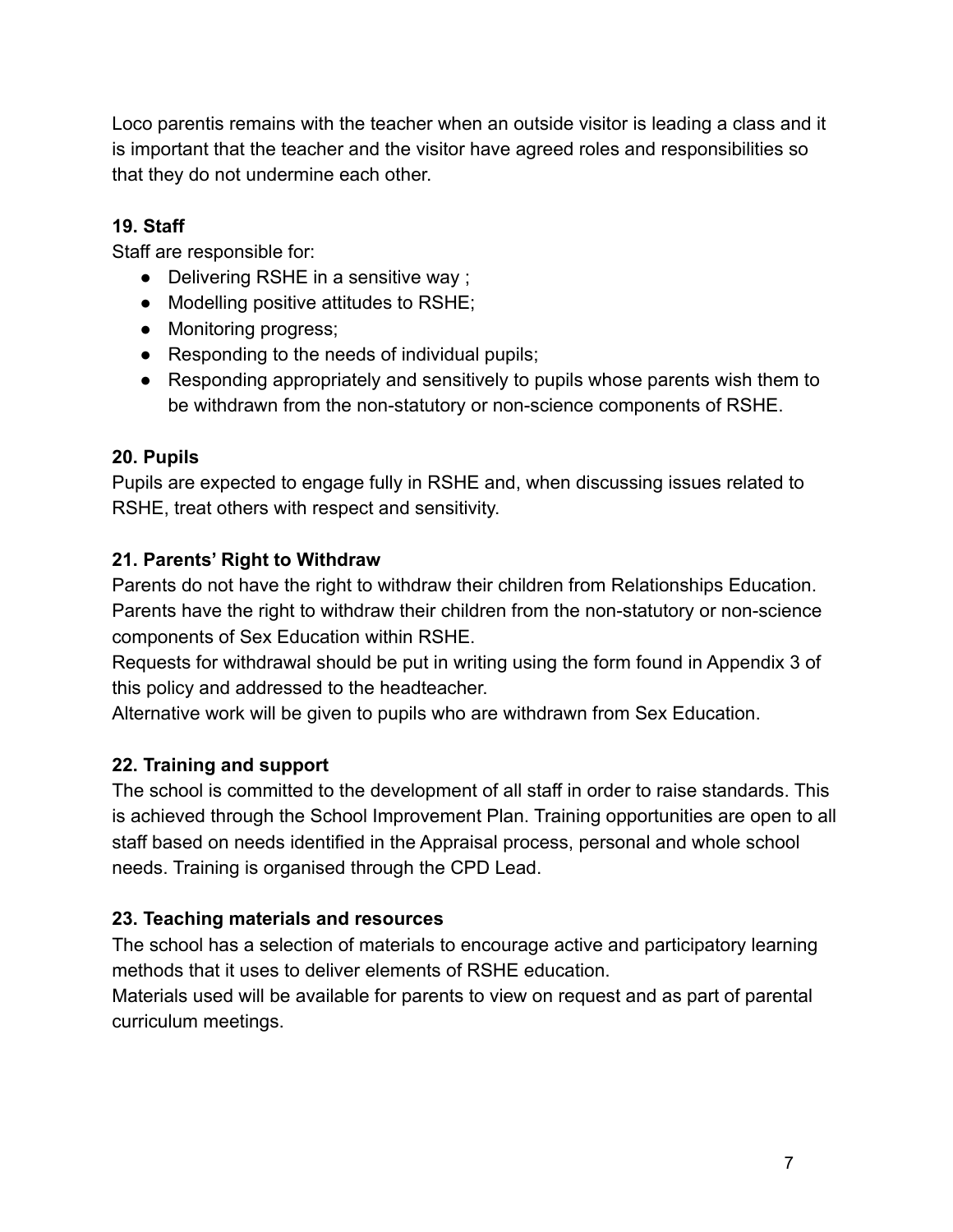Loco parentis remains with the teacher when an outside visitor is leading a class and it is important that the teacher and the visitor have agreed roles and responsibilities so that they do not undermine each other.

**19. Staff**

Staff are responsible for:

- Delivering RSHE in a sensitive way ;
- Modelling positive attitudes to RSHE;
- Monitoring progress;
- Responding to the needs of individual pupils;
- Responding appropriately and sensitively to pupils whose parents wish them to be withdrawn from the non-statutory or non-science components of RSHE.

**20. Pupils**

Pupils are expected to engage fully in RSHE and, when discussing issues related to RSHE, treat others with respect and sensitivity.

**21. Parents' Right to Withdraw**

Parents do not have the right to withdraw their children from Relationships Education. Parents have the right to withdraw their children from the non-statutory or non-science components of Sex Education within RSHE.

Requests for withdrawal should be put in writing using the form found in Appendix 3 of this policy and addressed to the headteacher.

Alternative work will be given to pupils who are withdrawn from Sex Education.

**22. Training and support**

The school is committed to the development of all staff in order to raise standards. This is achieved through the School Improvement Plan. Training opportunities are open to all staff based on needs identified in the Appraisal process, personal and whole school needs. Training is organised through the CPD Lead.

**23. Teaching materials and resources**

The school has a selection of materials to encourage active and participatory learning methods that it uses to deliver elements of RSHE education.

Materials used will be available for parents to view on request and as part of parental curriculum meetings.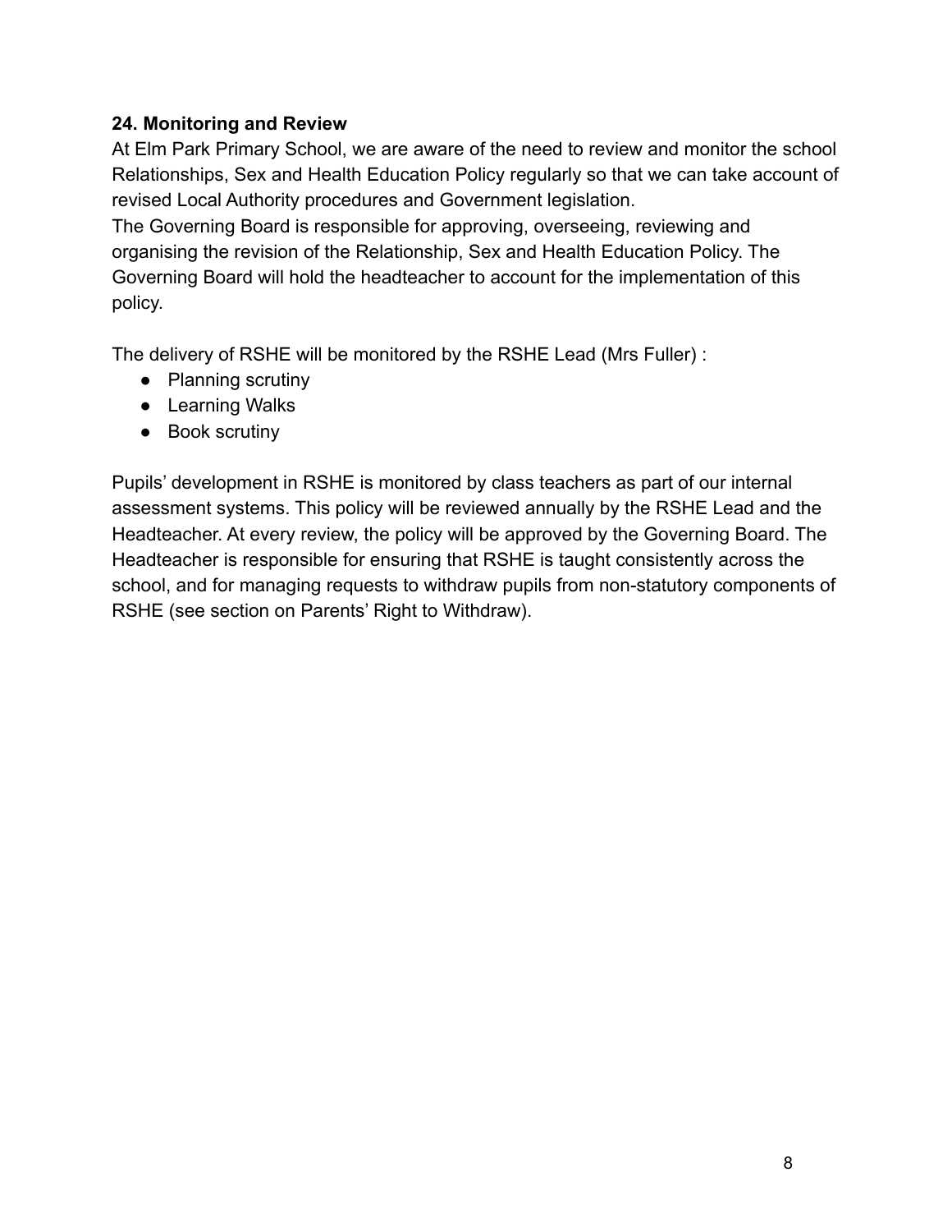**24. Monitoring and Review**

At Elm Park Primary School, we are aware of the need to review and monitor the school Relationships, Sex and Health Education Policy regularly so that we can take account of revised Local Authority procedures and Government legislation.
The Governing Board is responsible for approving, overseeing, reviewing and organising the revision of the Relationship, Sex and Health Education Policy. The Governing Board will hold the headteacher to account for the implementation of this policy.

The delivery of RSHE will be monitored by the RSHE Lead (Mrs Fuller) :

- Planning scrutiny
- Learning Walks
- Book scrutiny

Pupils' development in RSHE is monitored by class teachers as part of our internal assessment systems. This policy will be reviewed annually by the RSHE Lead and the Headteacher. At every review, the policy will be approved by the Governing Board. The Headteacher is responsible for ensuring that RSHE is taught consistently across the school, and for managing requests to withdraw pupils from non-statutory components of RSHE (see section on Parents' Right to Withdraw).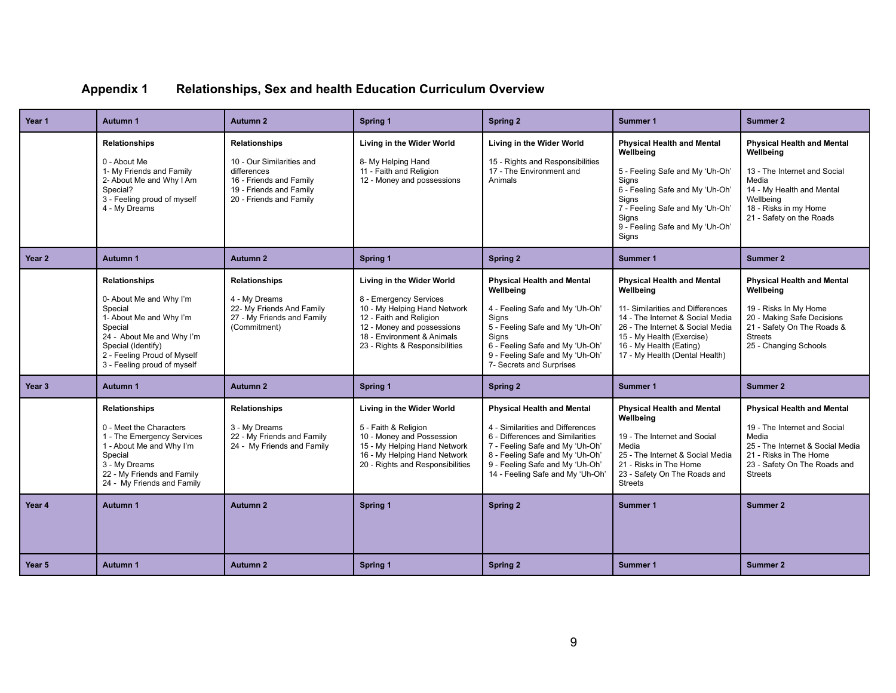## Appendix 1 Relationships, Sex and health Education Curriculum Overview

| Year 1 | Autumn 1 | Autumn 2 | Spring 1 | Spring 2 | Summer 1 | Summer 2 |
|---|---|---|---|---|---|---|
| | **Relationships**<br><br>0 - About Me<br>1- My Friends and Family<br>2- About Me and Why I Am Special?<br>3 - Feeling proud of myself<br>4 - My Dreams | **Relationships**<br><br>10 - Our Similarities and differences<br>16 - Friends and Family<br>19 - Friends and Family<br>20 - Friends and Family | **Living in the Wider World**<br><br>8- My Helping Hand<br>11 - Faith and Religion<br>12 - Money and possessions | **Living in the Wider World**<br><br>15 - Rights and Responsibilities<br>17 - The Environment and Animals | **Physical Health and Mental Wellbeing**<br><br>5 - Feeling Safe and My 'Uh-Oh' Signs<br>6 - Feeling Safe and My 'Uh-Oh' Signs<br>7 - Feeling Safe and My 'Uh-Oh' Signs<br>9 - Feeling Safe and My 'Uh-Oh' Signs | **Physical Health and Mental Wellbeing**<br><br>13 - The Internet and Social Media<br>14 - My Health and Mental Wellbeing<br>18 - Risks in my Home<br>21 - Safety on the Roads |
| **Year 2** | **Autumn 1** | **Autumn 2** | **Spring 1** | **Spring 2** | **Summer 1** | **Summer 2** |
| | **Relationships**<br><br>0- About Me and Why I'm Special<br>1- About Me and Why I'm Special<br>24 - About Me and Why I'm Special (Identify)<br>2 - Feeling Proud of Myself<br>3 - Feeling proud of myself | **Relationships**<br><br>4 - My Dreams<br>22- My Friends And Family<br>27 - My Friends and Family (Commitment) | **Living in the Wider World**<br><br>8 - Emergency Services<br>10 - My Helping Hand Network<br>12 - Faith and Religion<br>12 - Money and possessions<br>18 - Environment & Animals<br>23 - Rights & Responsibilities | **Physical Health and Mental Wellbeing**<br><br>4 - Feeling Safe and My 'Uh-Oh' Signs<br>5 - Feeling Safe and My 'Uh-Oh' Signs<br>6 - Feeling Safe and My 'Uh-Oh'<br>9 - Feeling Safe and My 'Uh-Oh'<br>7- Secrets and Surprises | **Physical Health and Mental Wellbeing**<br><br>11- Similarities and Differences<br>14 - The Internet & Social Media<br>26 - The Internet & Social Media<br>15 - My Health (Exercise)<br>16 - My Health (Eating)<br>17 - My Health (Dental Health) | **Physical Health and Mental Wellbeing**<br><br>19 - Risks In My Home<br>20 - Making Safe Decisions<br>21 - Safety On The Roads & Streets<br>25 - Changing Schools |
| **Year 3** | **Autumn 1** | **Autumn 2** | **Spring 1** | **Spring 2** | **Summer 1** | **Summer 2** |
| | **Relationships**<br><br>0 - Meet the Characters<br>1 - The Emergency Services<br>1 - About Me and Why I'm Special<br>3 - My Dreams<br>22 - My Friends and Family<br>24 - My Friends and Family | **Relationships**<br><br>3 - My Dreams<br>22 - My Friends and Family<br>24 - My Friends and Family | **Living in the Wider World**<br><br>5 - Faith & Religion<br>10 - Money and Possession<br>15 - My Helping Hand Network<br>16 - My Helping Hand Network<br>20 - Rights and Responsibilities | **Physical Health and Mental**<br><br>4 - Similarities and Differences<br>6 - Differences and Similarities<br>7 - Feeling Safe and My 'Uh-Oh'<br>8 - Feeling Safe and My 'Uh-Oh'<br>9 - Feeling Safe and My 'Uh-Oh'<br>14 - Feeling Safe and My 'Uh-Oh' | **Physical Health and Mental Wellbeing**<br><br>19 - The Internet and Social Media<br>25 - The Internet & Social Media<br>21 - Risks in The Home<br>23 - Safety On The Roads and Streets | **Physical Health and Mental**<br><br>19 - The Internet and Social Media<br>25 - The Internet & Social Media<br>21 - Risks in The Home<br>23 - Safety On The Roads and Streets |
| **Year 4** | **Autumn 1** | **Autumn 2** | **Spring 1** | **Spring 2** | **Summer 1** | **Summer 2** |
| **Year 5** | **Autumn 1** | **Autumn 2** | **Spring 1** | **Spring 2** | **Summer 1** | **Summer 2** |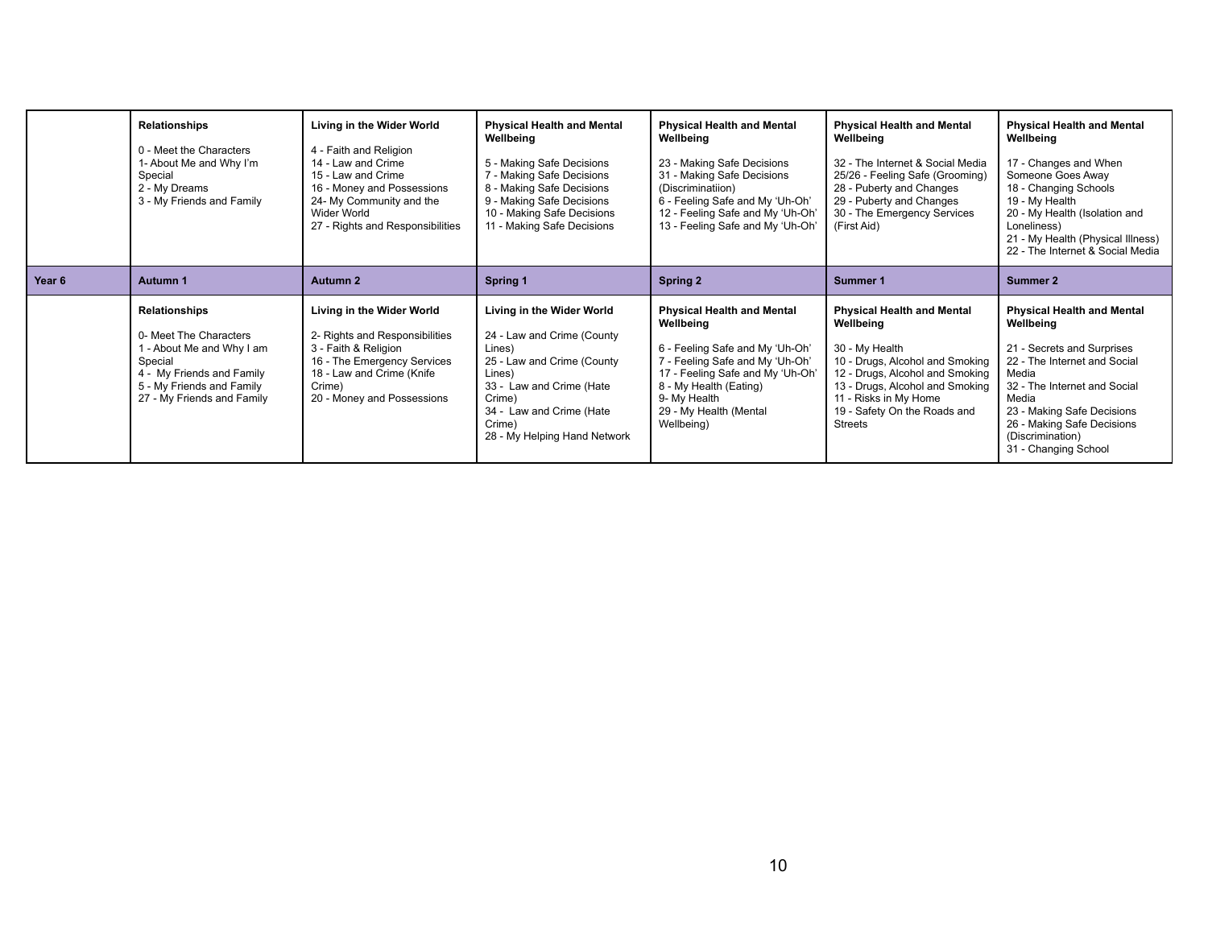|  | Autumn 1 | Autumn 2 | Spring 1 | Spring 2 | Summer 1 | Summer 2 |
|---|---|---|---|---|---|---|
|  | **Relationships**<br><br>0 - Meet the Characters<br>1- About Me and Why I'm Special<br>2 - My Dreams<br>3 - My Friends and Family | **Living in the Wider World**<br><br>4 - Faith and Religion<br>14 - Law and Crime<br>15 - Law and Crime<br>16 - Money and Possessions<br>24- My Community and the Wider World<br>27 - Rights and Responsibilities | **Physical Health and Mental Wellbeing**<br><br>5 - Making Safe Decisions<br>7 - Making Safe Decisions<br>8 - Making Safe Decisions<br>9 - Making Safe Decisions<br>10 - Making Safe Decisions<br>11 - Making Safe Decisions | **Physical Health and Mental Wellbeing**<br><br>23 - Making Safe Decisions<br>31 - Making Safe Decisions (Discriminatiion)<br>6 - Feeling Safe and My 'Uh-Oh'<br>12 - Feeling Safe and My 'Uh-Oh'<br>13 - Feeling Safe and My 'Uh-Oh' | **Physical Health and Mental Wellbeing**<br><br>32 - The Internet & Social Media<br>25/26 - Feeling Safe (Grooming)<br>28 - Puberty and Changes<br>29 - Puberty and Changes<br>30 - The Emergency Services (First Aid) | **Physical Health and Mental Wellbeing**<br><br>17 - Changes and When Someone Goes Away<br>18 - Changing Schools<br>19 - My Health<br>20 - My Health (Isolation and Loneliness)<br>21 - My Health (Physical Illness)<br>22 - The Internet & Social Media |
| **Year 6** | **Autumn 1** | **Autumn 2** | **Spring 1** | **Spring 2** | **Summer 1** | **Summer 2** |
|  | **Relationships**<br><br>0- Meet The Characters<br>1 - About Me and Why I am Special<br>4 - My Friends and Family<br>5 - My Friends and Family<br>27 - My Friends and Family | **Living in the Wider World**<br><br>2- Rights and Responsibilities<br>3 - Faith & Religion<br>16 - The Emergency Services<br>18 - Law and Crime (Knife Crime)<br>20 - Money and Possessions | **Living in the Wider World**<br><br>24 - Law and Crime (County Lines)<br>25 - Law and Crime (County Lines)<br>33 - Law and Crime (Hate Crime)<br>34 - Law and Crime (Hate Crime)<br>28 - My Helping Hand Network | **Physical Health and Mental Wellbeing**<br><br>6 - Feeling Safe and My 'Uh-Oh'<br>7 - Feeling Safe and My 'Uh-Oh'<br>17 - Feeling Safe and My 'Uh-Oh'<br>8 - My Health (Eating)<br>9- My Health<br>29 - My Health (Mental Wellbeing) | **Physical Health and Mental Wellbeing**<br><br>30 - My Health<br>10 - Drugs, Alcohol and Smoking<br>12 - Drugs, Alcohol and Smoking<br>13 - Drugs, Alcohol and Smoking<br>11 - Risks in My Home<br>19 - Safety On the Roads and Streets | **Physical Health and Mental Wellbeing**<br><br>21 - Secrets and Surprises<br>22 - The Internet and Social Media<br>32 - The Internet and Social Media<br>23 - Making Safe Decisions<br>26 - Making Safe Decisions (Discrimination)<br>31 - Changing School |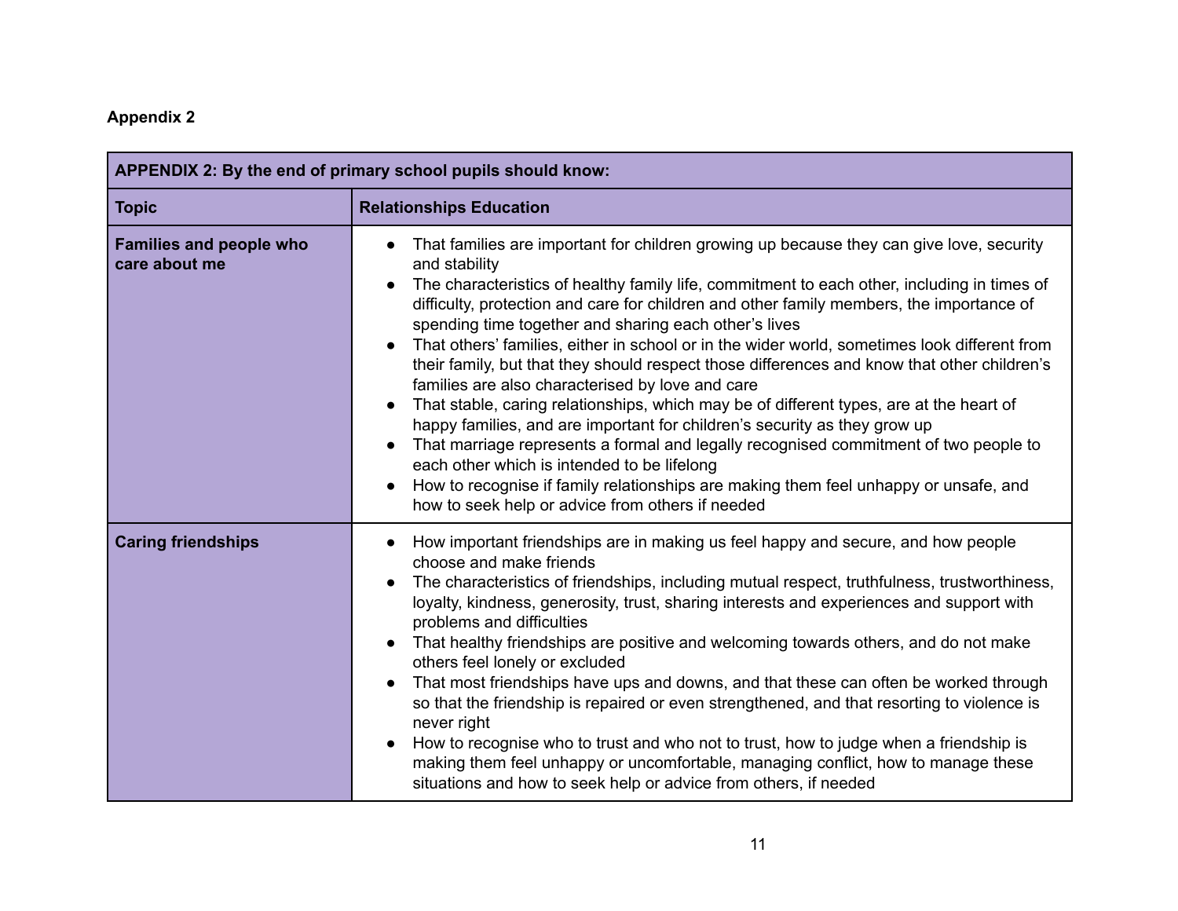**Appendix 2**

| APPENDIX 2: By the end of primary school pupils should know: | |
|---|---|
| **Topic** | **Relationships Education** |
| **Families and people who care about me** | • That families are important for children growing up because they can give love, security and stability<br>• The characteristics of healthy family life, commitment to each other, including in times of difficulty, protection and care for children and other family members, the importance of spending time together and sharing each other's lives<br>• That others' families, either in school or in the wider world, sometimes look different from their family, but that they should respect those differences and know that other children's families are also characterised by love and care<br>• That stable, caring relationships, which may be of different types, are at the heart of happy families, and are important for children's security as they grow up<br>• That marriage represents a formal and legally recognised commitment of two people to each other which is intended to be lifelong<br>• How to recognise if family relationships are making them feel unhappy or unsafe, and how to seek help or advice from others if needed |
| **Caring friendships** | • How important friendships are in making us feel happy and secure, and how people choose and make friends<br>• The characteristics of friendships, including mutual respect, truthfulness, trustworthiness, loyalty, kindness, generosity, trust, sharing interests and experiences and support with problems and difficulties<br>• That healthy friendships are positive and welcoming towards others, and do not make others feel lonely or excluded<br>• That most friendships have ups and downs, and that these can often be worked through so that the friendship is repaired or even strengthened, and that resorting to violence is never right<br>• How to recognise who to trust and who not to trust, how to judge when a friendship is making them feel unhappy or uncomfortable, managing conflict, how to manage these situations and how to seek help or advice from others, if needed |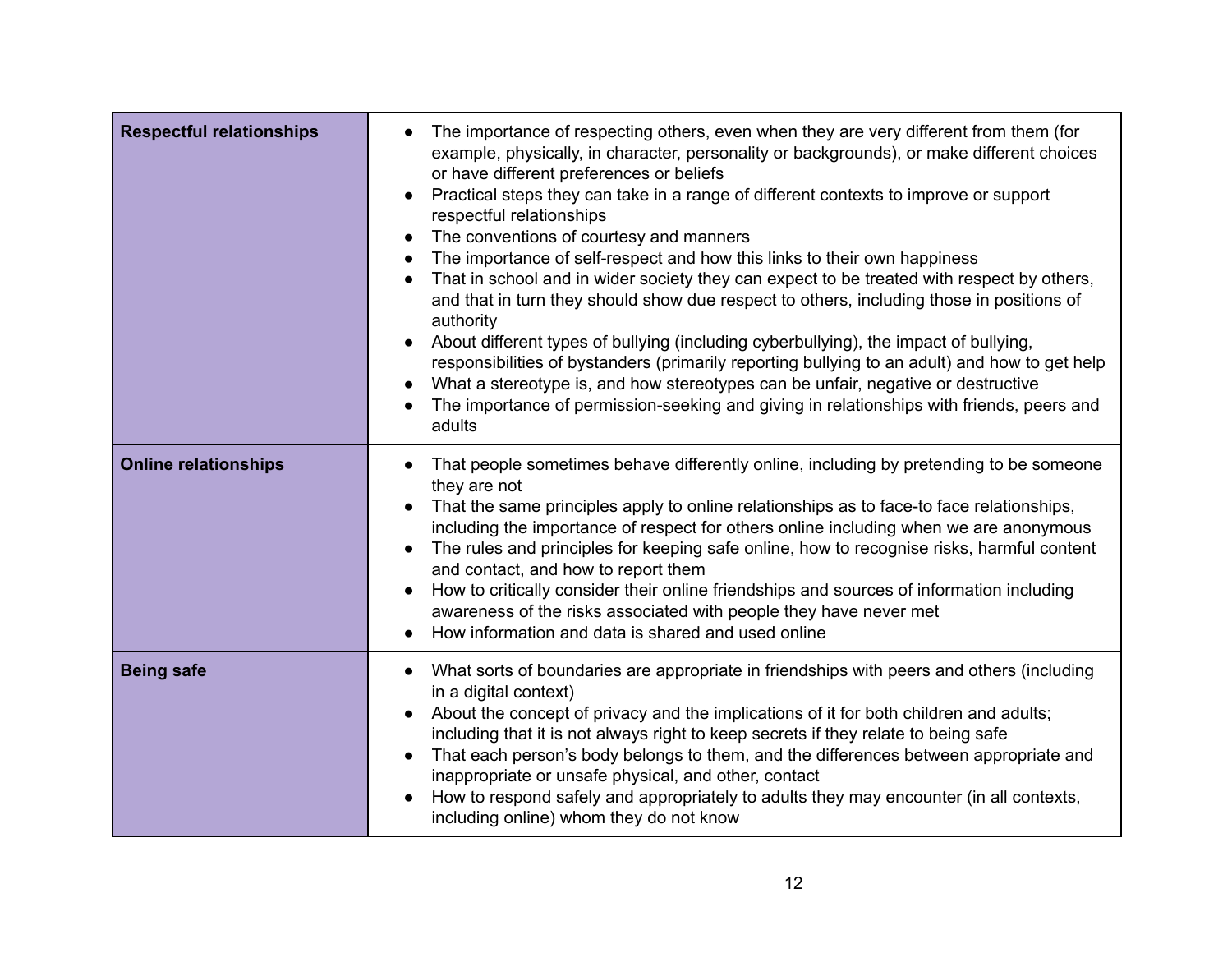| | |
|---|---|
| **Respectful relationships** | • The importance of respecting others, even when they are very different from them (for example, physically, in character, personality or backgrounds), or make different choices or have different preferences or beliefs<br>• Practical steps they can take in a range of different contexts to improve or support respectful relationships<br>• The conventions of courtesy and manners<br>• The importance of self-respect and how this links to their own happiness<br>• That in school and in wider society they can expect to be treated with respect by others, and that in turn they should show due respect to others, including those in positions of authority<br>• About different types of bullying (including cyberbullying), the impact of bullying, responsibilities of bystanders (primarily reporting bullying to an adult) and how to get help<br>• What a stereotype is, and how stereotypes can be unfair, negative or destructive<br>• The importance of permission-seeking and giving in relationships with friends, peers and adults |
| **Online relationships** | • That people sometimes behave differently online, including by pretending to be someone they are not<br>• That the same principles apply to online relationships as to face-to face relationships, including the importance of respect for others online including when we are anonymous<br>• The rules and principles for keeping safe online, how to recognise risks, harmful content and contact, and how to report them<br>• How to critically consider their online friendships and sources of information including awareness of the risks associated with people they have never met<br>• How information and data is shared and used online |
| **Being safe** | • What sorts of boundaries are appropriate in friendships with peers and others (including in a digital context)<br>• About the concept of privacy and the implications of it for both children and adults; including that it is not always right to keep secrets if they relate to being safe<br>• That each person's body belongs to them, and the differences between appropriate and inappropriate or unsafe physical, and other, contact<br>• How to respond safely and appropriately to adults they may encounter (in all contexts, including online) whom they do not know |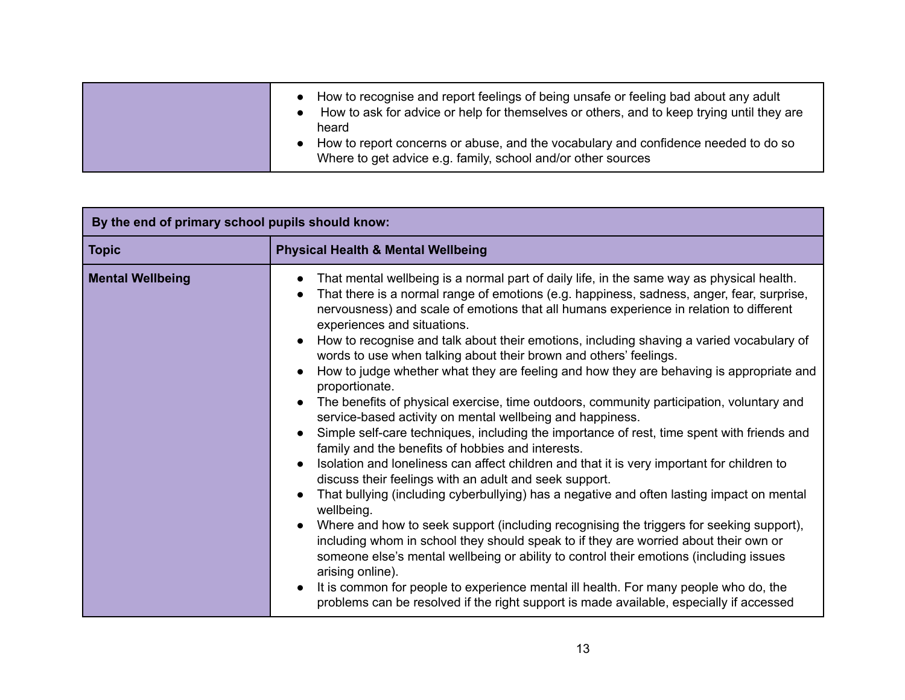| | |
|---|---|
| | • How to recognise and report feelings of being unsafe or feeling bad about any adult<br>• How to ask for advice or help for themselves or others, and to keep trying until they are heard<br>• How to report concerns or abuse, and the vocabulary and confidence needed to do so Where to get advice e.g. family, school and/or other sources |

| **By the end of primary school pupils should know:** | |
|---|---|
| **Topic** | **Physical Health & Mental Wellbeing** |
| **Mental Wellbeing** | • That mental wellbeing is a normal part of daily life, in the same way as physical health.<br>• That there is a normal range of emotions (e.g. happiness, sadness, anger, fear, surprise, nervousness) and scale of emotions that all humans experience in relation to different experiences and situations.<br>• How to recognise and talk about their emotions, including shaving a varied vocabulary of words to use when talking about their brown and others' feelings.<br>• How to judge whether what they are feeling and how they are behaving is appropriate and proportionate.<br>• The benefits of physical exercise, time outdoors, community participation, voluntary and service-based activity on mental wellbeing and happiness.<br>• Simple self-care techniques, including the importance of rest, time spent with friends and family and the benefits of hobbies and interests.<br>• Isolation and loneliness can affect children and that it is very important for children to discuss their feelings with an adult and seek support.<br>• That bullying (including cyberbullying) has a negative and often lasting impact on mental wellbeing.<br>• Where and how to seek support (including recognising the triggers for seeking support), including whom in school they should speak to if they are worried about their own or someone else's mental wellbeing or ability to control their emotions (including issues arising online).<br>• It is common for people to experience mental ill health. For many people who do, the problems can be resolved if the right support is made available, especially if accessed |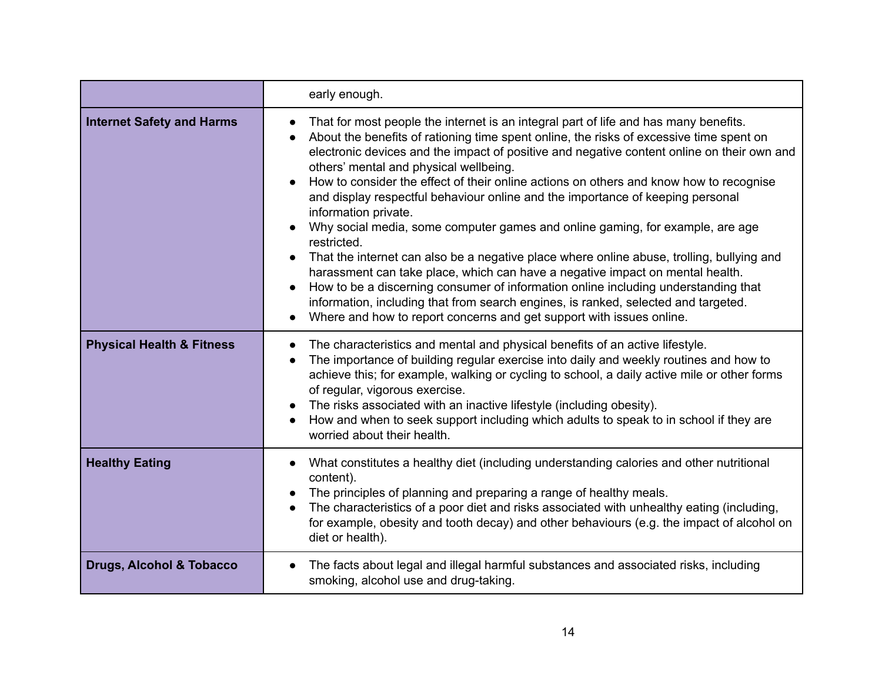| | |
|---|---|
| | early enough. |
| **Internet Safety and Harms** | • That for most people the internet is an integral part of life and has many benefits.<br>• About the benefits of rationing time spent online, the risks of excessive time spent on electronic devices and the impact of positive and negative content online on their own and others' mental and physical wellbeing.<br>• How to consider the effect of their online actions on others and know how to recognise and display respectful behaviour online and the importance of keeping personal information private.<br>• Why social media, some computer games and online gaming, for example, are age restricted.<br>• That the internet can also be a negative place where online abuse, trolling, bullying and harassment can take place, which can have a negative impact on mental health.<br>• How to be a discerning consumer of information online including understanding that information, including that from search engines, is ranked, selected and targeted.<br>• Where and how to report concerns and get support with issues online. |
| **Physical Health & Fitness** | • The characteristics and mental and physical benefits of an active lifestyle.<br>• The importance of building regular exercise into daily and weekly routines and how to achieve this; for example, walking or cycling to school, a daily active mile or other forms of regular, vigorous exercise.<br>• The risks associated with an inactive lifestyle (including obesity).<br>• How and when to seek support including which adults to speak to in school if they are worried about their health. |
| **Healthy Eating** | • What constitutes a healthy diet (including understanding calories and other nutritional content).<br>• The principles of planning and preparing a range of healthy meals.<br>• The characteristics of a poor diet and risks associated with unhealthy eating (including, for example, obesity and tooth decay) and other behaviours (e.g. the impact of alcohol on diet or health). |
| **Drugs, Alcohol & Tobacco** | • The facts about legal and illegal harmful substances and associated risks, including smoking, alcohol use and drug-taking. |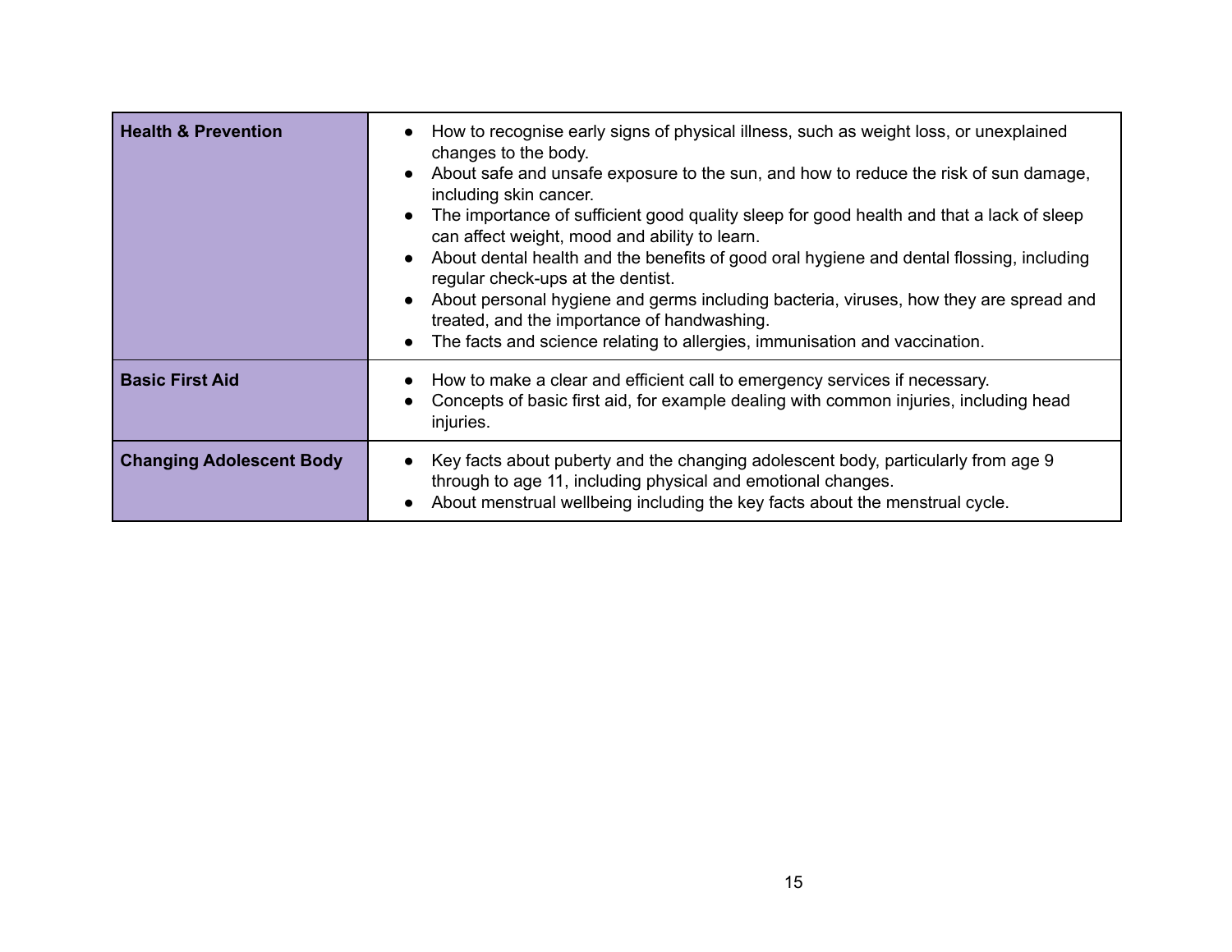| | |
|---|---|
| **Health & Prevention** | • How to recognise early signs of physical illness, such as weight loss, or unexplained changes to the body.<br>• About safe and unsafe exposure to the sun, and how to reduce the risk of sun damage, including skin cancer.<br>• The importance of sufficient good quality sleep for good health and that a lack of sleep can affect weight, mood and ability to learn.<br>• About dental health and the benefits of good oral hygiene and dental flossing, including regular check-ups at the dentist.<br>• About personal hygiene and germs including bacteria, viruses, how they are spread and treated, and the importance of handwashing.<br>• The facts and science relating to allergies, immunisation and vaccination. |
| **Basic First Aid** | • How to make a clear and efficient call to emergency services if necessary.<br>• Concepts of basic first aid, for example dealing with common injuries, including head injuries. |
| **Changing Adolescent Body** | • Key facts about puberty and the changing adolescent body, particularly from age 9 through to age 11, including physical and emotional changes.<br>• About menstrual wellbeing including the key facts about the menstrual cycle. |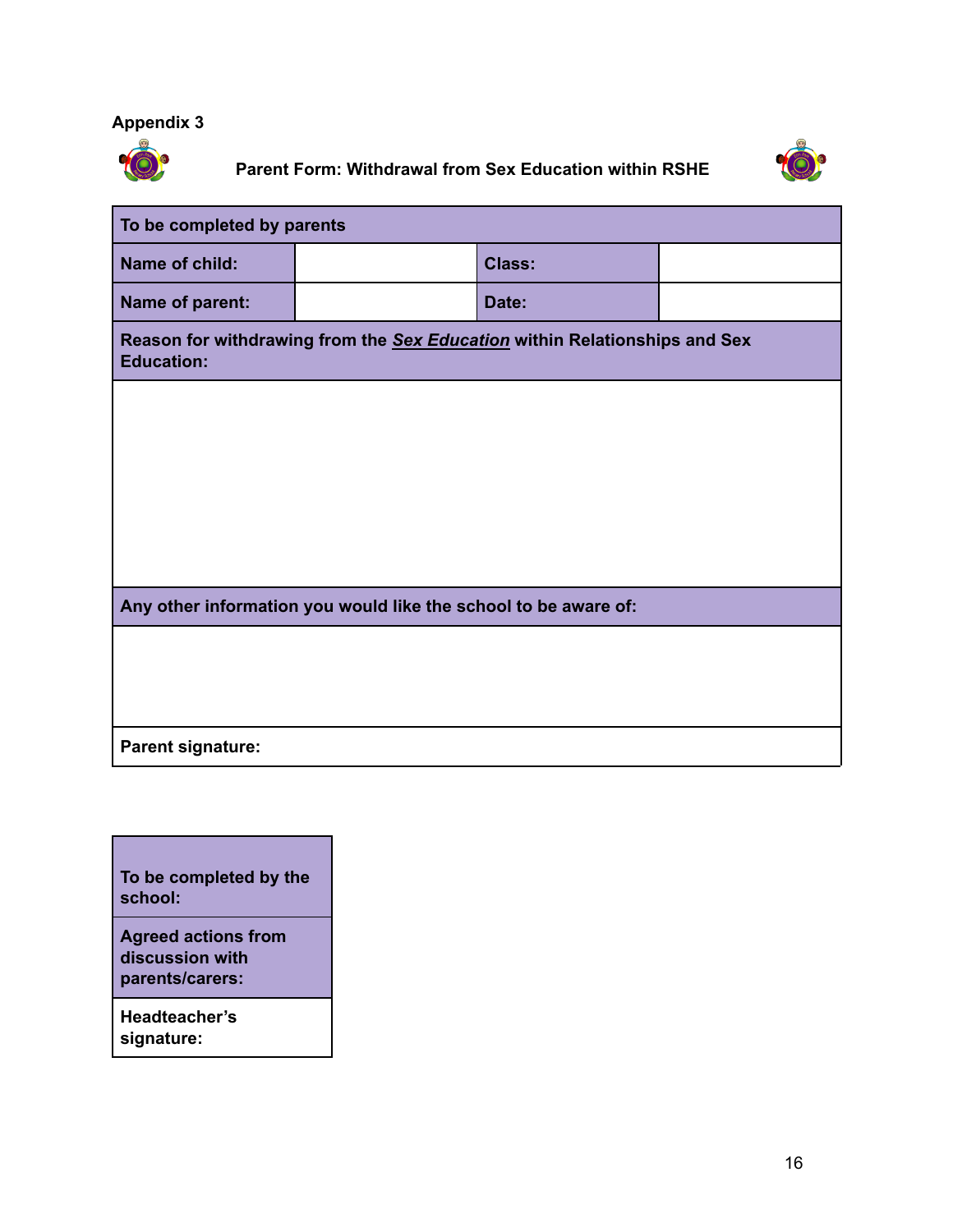**Appendix 3**

**Parent Form: Withdrawal from Sex Education within RSHE**

| **To be completed by parents** | | | |
|---|---|---|---|
| **Name of child:** | | **Class:** | |
| **Name of parent:** | | **Date:** | |
| **Reason for withdrawing from the *Sex Education* within Relationships and Sex Education:** | | | |
| | | | |
| **Any other information you would like the school to be aware of:** | | | |
| | | | |
| **Parent signature:** | | | |

| |
|---|
| **To be completed by the school:** |
| **Agreed actions from discussion with parents/carers:** |
| **Headteacher's signature:** |